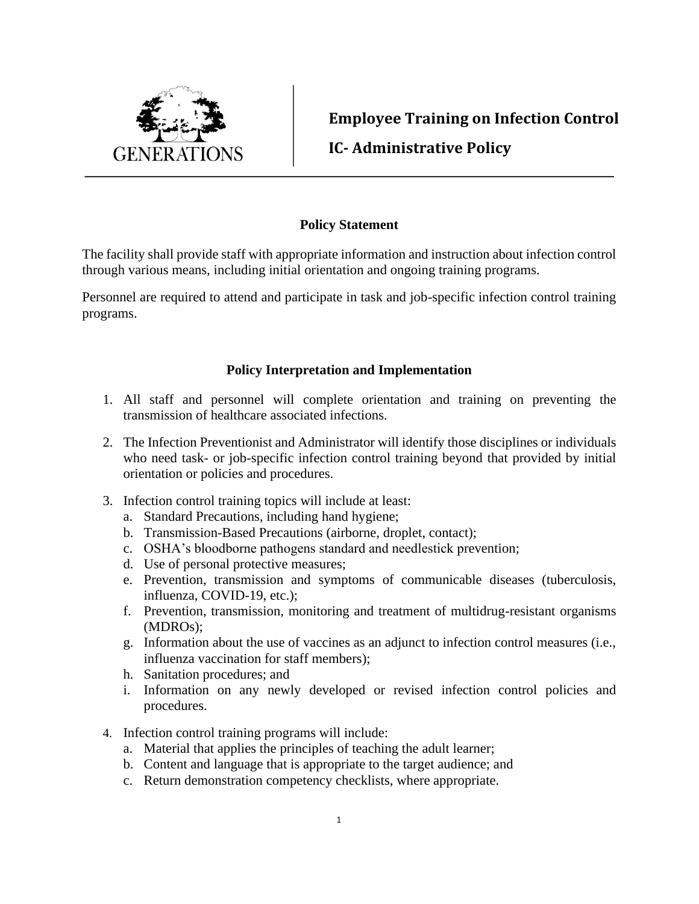GENERATIONS

# Employee Training on Infection Control

## IC- Administrative Policy

### Policy Statement

The facility shall provide staff with appropriate information and instruction about infection control through various means, including initial orientation and ongoing training programs.

Personnel are required to attend and participate in task and job-specific infection control training programs.

### Policy Interpretation and Implementation

1. All staff and personnel will complete orientation and training on preventing the transmission of healthcare associated infections.
2. The Infection Preventionist and Administrator will identify those disciplines or individuals who need task- or job-specific infection control training beyond that provided by initial orientation or policies and procedures.
3. Infection control training topics will include at least:
   a. Standard Precautions, including hand hygiene;
   b. Transmission-Based Precautions (airborne, droplet, contact);
   c. OSHA's bloodborne pathogens standard and needlestick prevention;
   d. Use of personal protective measures;
   e. Prevention, transmission and symptoms of communicable diseases (tuberculosis, influenza, COVID-19, etc.);
   f. Prevention, transmission, monitoring and treatment of multidrug-resistant organisms (MDROs);
   g. Information about the use of vaccines as an adjunct to infection control measures (i.e., influenza vaccination for staff members);
   h. Sanitation procedures; and
   i. Information on any newly developed or revised infection control policies and procedures.
4. Infection control training programs will include:
   a. Material that applies the principles of teaching the adult learner;
   b. Content and language that is appropriate to the target audience; and
   c. Return demonstration competency checklists, where appropriate.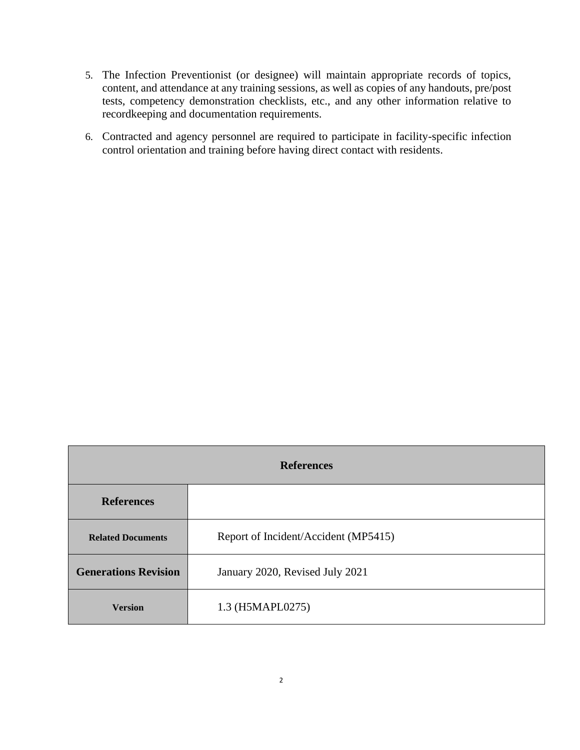5. The Infection Preventionist (or designee) will maintain appropriate records of topics, content, and attendance at any training sessions, as well as copies of any handouts, pre/post tests, competency demonstration checklists, etc., and any other information relative to recordkeeping and documentation requirements.

6. Contracted and agency personnel are required to participate in facility-specific infection control orientation and training before having direct contact with residents.

| References | |
|---|---|
| **References** | |
| **Related Documents** | Report of Incident/Accident (MP5415) |
| **Generations Revision** | January 2020, Revised July 2021 |
| **Version** | 1.3 (H5MAPL0275) |